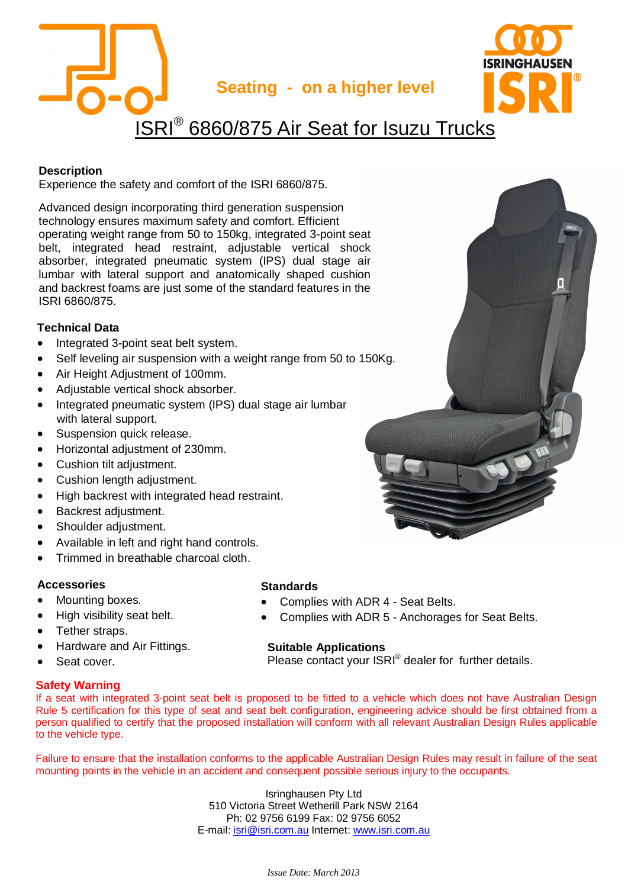Seating - on a higher level

# ISRI® 6860/875 Air Seat for Isuzu Trucks

### Description

Experience the safety and comfort of the ISRI 6860/875.

Advanced design incorporating third generation suspension technology ensures maximum safety and comfort. Efficient operating weight range from 50 to 150kg, integrated 3-point seat belt, integrated head restraint, adjustable vertical shock absorber, integrated pneumatic system (IPS) dual stage air lumbar with lateral support and anatomically shaped cushion and backrest foams are just some of the standard features in the ISRI 6860/875.

### Technical Data

- Integrated 3-point seat belt system.
- Self leveling air suspension with a weight range from 50 to 150Kg.
- Air Height Adjustment of 100mm.
- Adjustable vertical shock absorber.
- Integrated pneumatic system (IPS) dual stage air lumbar with lateral support.
- Suspension quick release.
- Horizontal adjustment of 230mm.
- Cushion tilt adjustment.
- Cushion length adjustment.
- High backrest with integrated head restraint.
- Backrest adjustment.
- Shoulder adjustment.
- Available in left and right hand controls.
- Trimmed in breathable charcoal cloth.

### Accessories

- Mounting boxes.
- High visibility seat belt.
- Tether straps.
- Hardware and Air Fittings.
- Seat cover.

### Standards

- Complies with ADR 4 - Seat Belts.
- Complies with ADR 5 - Anchorages for Seat Belts.

### Suitable Applications

Please contact your ISRI® dealer for further details.

### Safety Warning

If a seat with integrated 3-point seat belt is proposed to be fitted to a vehicle which does not have Australian Design Rule 5 certification for this type of seat and seat belt configuration, engineering advice should be first obtained from a person qualified to certify that the proposed installation will conform with all relevant Australian Design Rules applicable to the vehicle type.

Failure to ensure that the installation conforms to the applicable Australian Design Rules may result in failure of the seat mounting points in the vehicle in an accident and consequent possible serious injury to the occupants.

Isringhausen Pty Ltd
510 Victoria Street Wetherill Park NSW 2164
Ph: 02 9756 6199 Fax: 02 9756 6052
E-mail: isri@isri.com.au Internet: www.isri.com.au

*Issue Date: March 2013*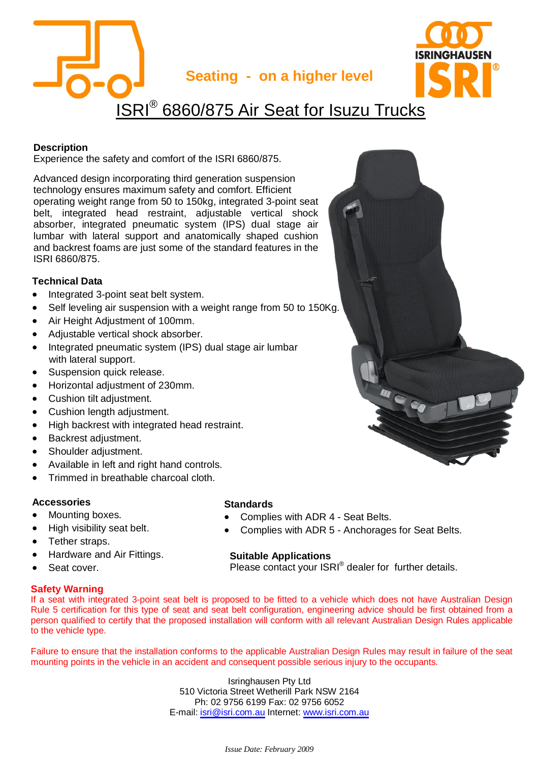Seating - on a higher level

ISRINGHAUSEN ISRI®

# ISRI® 6860/875 Air Seat for Isuzu Trucks

**Description**

Experience the safety and comfort of the ISRI 6860/875.

Advanced design incorporating third generation suspension technology ensures maximum safety and comfort. Efficient operating weight range from 50 to 150kg, integrated 3-point seat belt, integrated head restraint, adjustable vertical shock absorber, integrated pneumatic system (IPS) dual stage air lumbar with lateral support and anatomically shaped cushion and backrest foams are just some of the standard features in the ISRI 6860/875.

**Technical Data**

- Integrated 3-point seat belt system.
- Self leveling air suspension with a weight range from 50 to 150Kg.
- Air Height Adjustment of 100mm.
- Adjustable vertical shock absorber.
- Integrated pneumatic system (IPS) dual stage air lumbar with lateral support.
- Suspension quick release.
- Horizontal adjustment of 230mm.
- Cushion tilt adjustment.
- Cushion length adjustment.
- High backrest with integrated head restraint.
- Backrest adjustment.
- Shoulder adjustment.
- Available in left and right hand controls.
- Trimmed in breathable charcoal cloth.

**Accessories**

- Mounting boxes.
- High visibility seat belt.
- Tether straps.
- Hardware and Air Fittings.
- Seat cover.

**Standards**

- Complies with ADR 4 - Seat Belts.
- Complies with ADR 5 - Anchorages for Seat Belts.

**Suitable Applications**

Please contact your ISRI® dealer for further details.

**Safety Warning**

If a seat with integrated 3-point seat belt is proposed to be fitted to a vehicle which does not have Australian Design Rule 5 certification for this type of seat and seat belt configuration, engineering advice should be first obtained from a person qualified to certify that the proposed installation will conform with all relevant Australian Design Rules applicable to the vehicle type.

Failure to ensure that the installation conforms to the applicable Australian Design Rules may result in failure of the seat mounting points in the vehicle in an accident and consequent possible serious injury to the occupants.

Isringhausen Pty Ltd
510 Victoria Street Wetherill Park NSW 2164
Ph: 02 9756 6199 Fax: 02 9756 6052
E-mail: isri@isri.com.au Internet: www.isri.com.au

*Issue Date: February 2009*